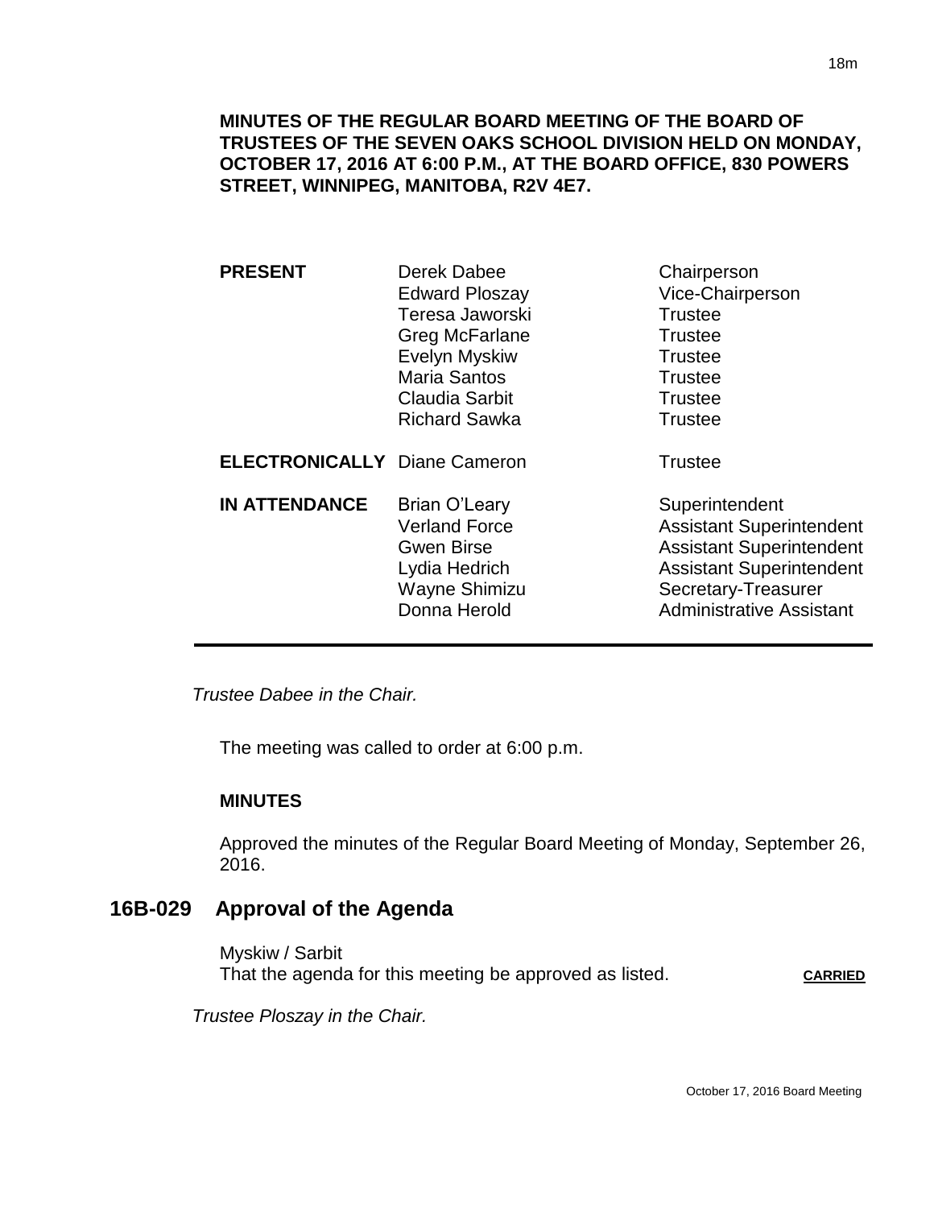**MINUTES OF THE REGULAR BOARD MEETING OF THE BOARD OF TRUSTEES OF THE SEVEN OAKS SCHOOL DIVISION HELD ON MONDAY, OCTOBER 17, 2016 AT 6:00 P.M., AT THE BOARD OFFICE, 830 POWERS STREET, WINNIPEG, MANITOBA, R2V 4E7.**

| | | |
|---|---|---|
| **PRESENT** | Derek Dabee | Chairperson |
| | Edward Ploszay | Vice-Chairperson |
| | Teresa Jaworski | Trustee |
| | Greg McFarlane | Trustee |
| | Evelyn Myskiw | Trustee |
| | Maria Santos | Trustee |
| | Claudia Sarbit | Trustee |
| | Richard Sawka | Trustee |
| **ELECTRONICALLY** | Diane Cameron | Trustee |
| **IN ATTENDANCE** | Brian O'Leary | Superintendent |
| | Verland Force | Assistant Superintendent |
| | Gwen Birse | Assistant Superintendent |
| | Lydia Hedrich | Assistant Superintendent |
| | Wayne Shimizu | Secretary-Treasurer |
| | Donna Herold | Administrative Assistant |

*Trustee Dabee in the Chair.*

The meeting was called to order at 6:00 p.m.

**MINUTES**

Approved the minutes of the Regular Board Meeting of Monday, September 26, 2016.

## 16B-029 Approval of the Agenda

Myskiw / Sarbit
That the agenda for this meeting be approved as listed. **CARRIED**

*Trustee Ploszay in the Chair.*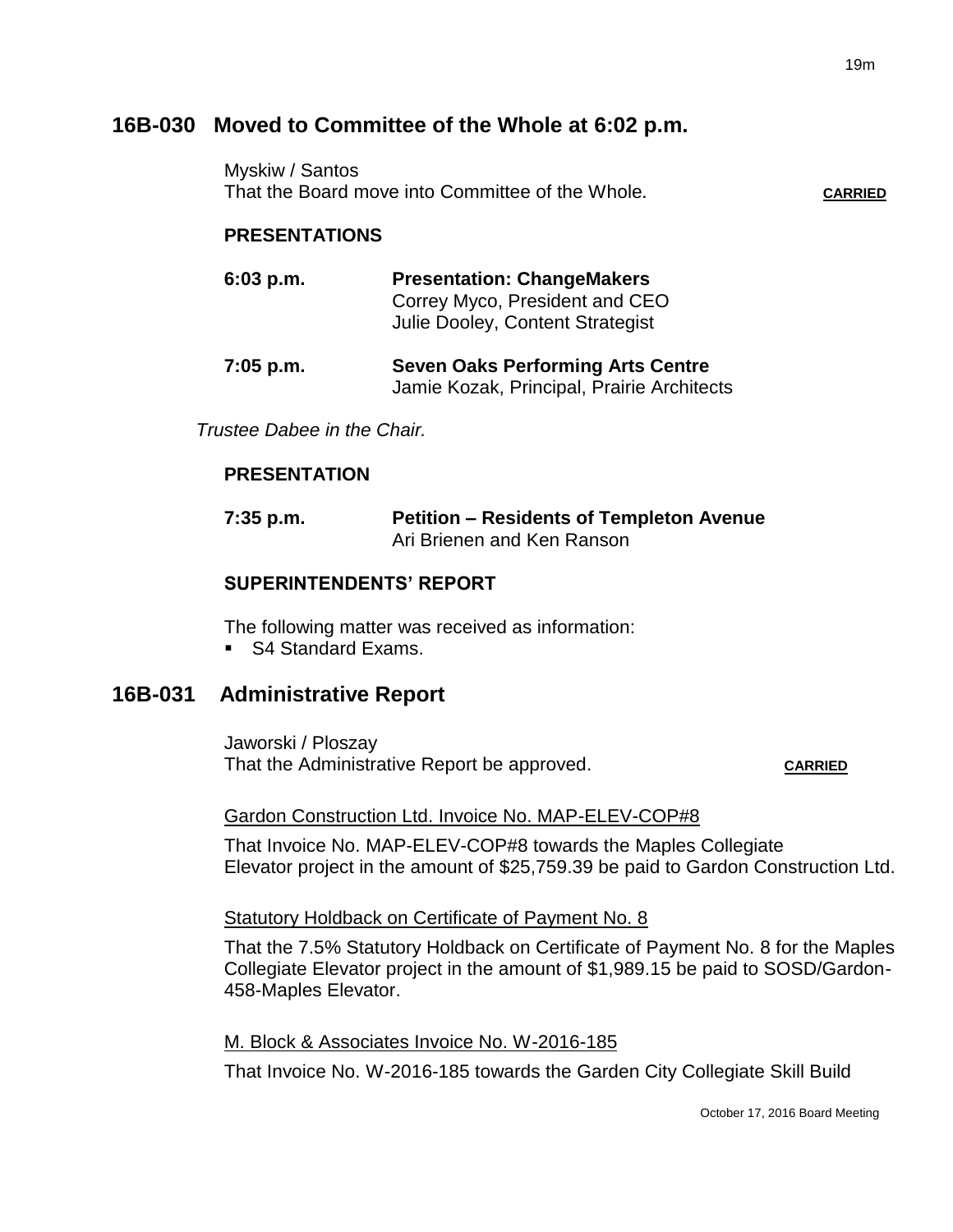## 16B-030 Moved to Committee of the Whole at 6:02 p.m.

Myskiw / Santos
That the Board move into Committee of the Whole. **CARRIED**

### PRESENTATIONS

**6:03 p.m.** **Presentation: ChangeMakers**
Correy Myco, President and CEO
Julie Dooley, Content Strategist

**7:05 p.m.** **Seven Oaks Performing Arts Centre**
Jamie Kozak, Principal, Prairie Architects

*Trustee Dabee in the Chair.*

### PRESENTATION

**7:35 p.m.** **Petition – Residents of Templeton Avenue**
Ari Brienen and Ken Ranson

### SUPERINTENDENTS' REPORT

The following matter was received as information:

- S4 Standard Exams.

## 16B-031 Administrative Report

Jaworski / Ploszay
That the Administrative Report be approved. **CARRIED**

Gardon Construction Ltd. Invoice No. MAP-ELEV-COP#8

That Invoice No. MAP-ELEV-COP#8 towards the Maples Collegiate Elevator project in the amount of $25,759.39 be paid to Gardon Construction Ltd.

Statutory Holdback on Certificate of Payment No. 8

That the 7.5% Statutory Holdback on Certificate of Payment No. 8 for the Maples Collegiate Elevator project in the amount of $1,989.15 be paid to SOSD/Gardon-458-Maples Elevator.

M. Block & Associates Invoice No. W-2016-185

That Invoice No. W-2016-185 towards the Garden City Collegiate Skill Build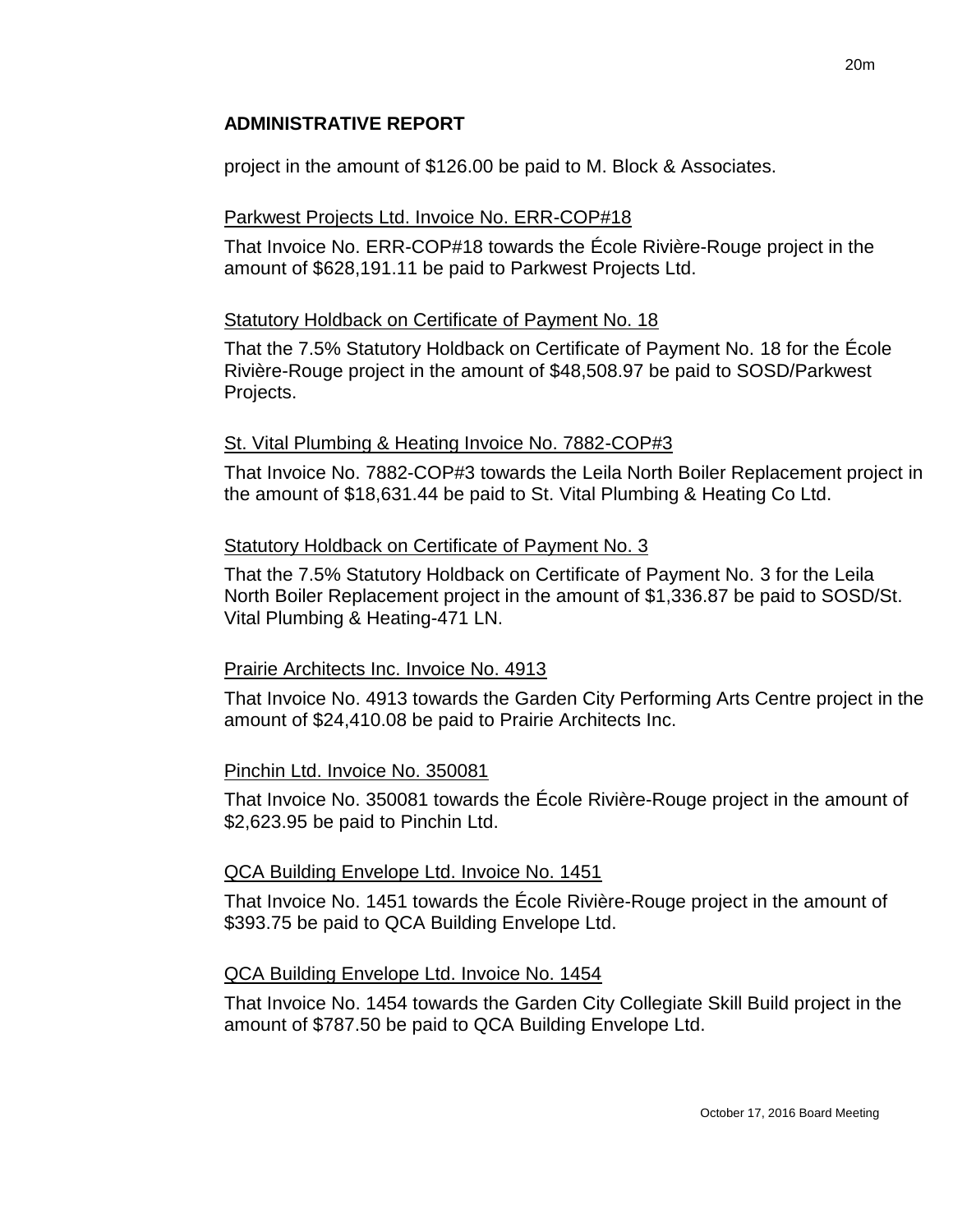## ADMINISTRATIVE REPORT

project in the amount of $126.00 be paid to M. Block & Associates.

Parkwest Projects Ltd. Invoice No. ERR-COP#18

That Invoice No. ERR-COP#18 towards the École Rivière-Rouge project in the amount of $628,191.11 be paid to Parkwest Projects Ltd.

Statutory Holdback on Certificate of Payment No. 18

That the 7.5% Statutory Holdback on Certificate of Payment No. 18 for the École Rivière-Rouge project in the amount of $48,508.97 be paid to SOSD/Parkwest Projects.

St. Vital Plumbing & Heating Invoice No. 7882-COP#3

That Invoice No. 7882-COP#3 towards the Leila North Boiler Replacement project in the amount of $18,631.44 be paid to St. Vital Plumbing & Heating Co Ltd.

Statutory Holdback on Certificate of Payment No. 3

That the 7.5% Statutory Holdback on Certificate of Payment No. 3 for the Leila North Boiler Replacement project in the amount of $1,336.87 be paid to SOSD/St. Vital Plumbing & Heating-471 LN.

Prairie Architects Inc. Invoice No. 4913

That Invoice No. 4913 towards the Garden City Performing Arts Centre project in the amount of $24,410.08 be paid to Prairie Architects Inc.

Pinchin Ltd. Invoice No. 350081

That Invoice No. 350081 towards the École Rivière-Rouge project in the amount of $2,623.95 be paid to Pinchin Ltd.

QCA Building Envelope Ltd. Invoice No. 1451

That Invoice No. 1451 towards the École Rivière-Rouge project in the amount of $393.75 be paid to QCA Building Envelope Ltd.

QCA Building Envelope Ltd. Invoice No. 1454

That Invoice No. 1454 towards the Garden City Collegiate Skill Build project in the amount of $787.50 be paid to QCA Building Envelope Ltd.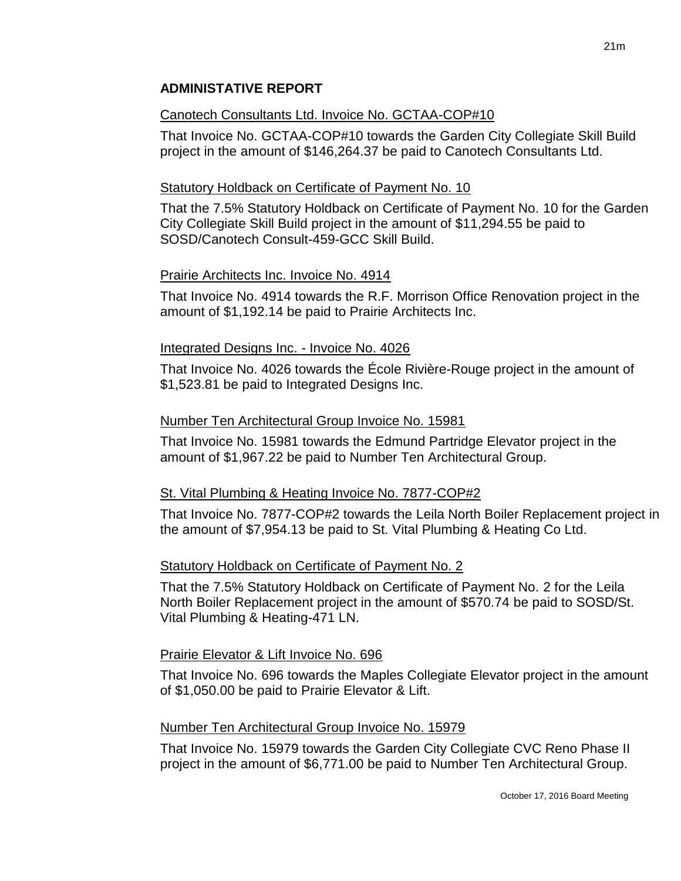## ADMINISTATIVE REPORT

Canotech Consultants Ltd. Invoice No. GCTAA-COP#10

That Invoice No. GCTAA-COP#10 towards the Garden City Collegiate Skill Build project in the amount of $146,264.37 be paid to Canotech Consultants Ltd.

Statutory Holdback on Certificate of Payment No. 10

That the 7.5% Statutory Holdback on Certificate of Payment No. 10 for the Garden City Collegiate Skill Build project in the amount of $11,294.55 be paid to SOSD/Canotech Consult-459-GCC Skill Build.

Prairie Architects Inc. Invoice No. 4914

That Invoice No. 4914 towards the R.F. Morrison Office Renovation project in the amount of $1,192.14 be paid to Prairie Architects Inc.

Integrated Designs Inc. - Invoice No. 4026

That Invoice No. 4026 towards the École Rivière-Rouge project in the amount of $1,523.81 be paid to Integrated Designs Inc.

Number Ten Architectural Group Invoice No. 15981

That Invoice No. 15981 towards the Edmund Partridge Elevator project in the amount of $1,967.22 be paid to Number Ten Architectural Group.

St. Vital Plumbing & Heating Invoice No. 7877-COP#2

That Invoice No. 7877-COP#2 towards the Leila North Boiler Replacement project in the amount of $7,954.13 be paid to St. Vital Plumbing & Heating Co Ltd.

Statutory Holdback on Certificate of Payment No. 2

That the 7.5% Statutory Holdback on Certificate of Payment No. 2 for the Leila North Boiler Replacement project in the amount of $570.74 be paid to SOSD/St. Vital Plumbing & Heating-471 LN.

Prairie Elevator & Lift Invoice No. 696

That Invoice No. 696 towards the Maples Collegiate Elevator project in the amount of $1,050.00 be paid to Prairie Elevator & Lift.

Number Ten Architectural Group Invoice No. 15979

That Invoice No. 15979 towards the Garden City Collegiate CVC Reno Phase II project in the amount of $6,771.00 be paid to Number Ten Architectural Group.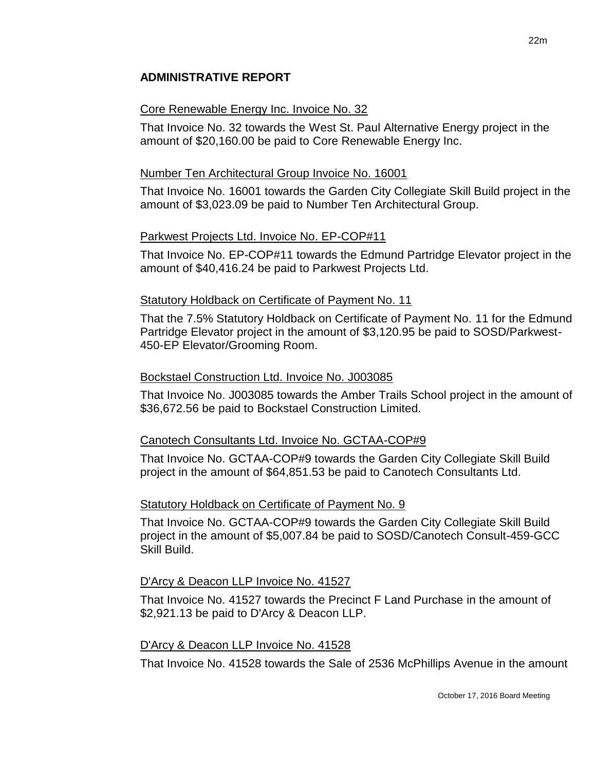## ADMINISTRATIVE REPORT

Core Renewable Energy Inc. Invoice No. 32

That Invoice No. 32 towards the West St. Paul Alternative Energy project in the amount of $20,160.00 be paid to Core Renewable Energy Inc.

Number Ten Architectural Group Invoice No. 16001

That Invoice No. 16001 towards the Garden City Collegiate Skill Build project in the amount of $3,023.09 be paid to Number Ten Architectural Group.

Parkwest Projects Ltd. Invoice No. EP-COP#11

That Invoice No. EP-COP#11 towards the Edmund Partridge Elevator project in the amount of $40,416.24 be paid to Parkwest Projects Ltd.

Statutory Holdback on Certificate of Payment No. 11

That the 7.5% Statutory Holdback on Certificate of Payment No. 11 for the Edmund Partridge Elevator project in the amount of $3,120.95 be paid to SOSD/Parkwest-450-EP Elevator/Grooming Room.

Bockstael Construction Ltd. Invoice No. J003085

That Invoice No. J003085 towards the Amber Trails School project in the amount of $36,672.56 be paid to Bockstael Construction Limited.

Canotech Consultants Ltd. Invoice No. GCTAA-COP#9

That Invoice No. GCTAA-COP#9 towards the Garden City Collegiate Skill Build project in the amount of $64,851.53 be paid to Canotech Consultants Ltd.

Statutory Holdback on Certificate of Payment No. 9

That Invoice No. GCTAA-COP#9 towards the Garden City Collegiate Skill Build project in the amount of $5,007.84 be paid to SOSD/Canotech Consult-459-GCC Skill Build.

D'Arcy & Deacon LLP Invoice No. 41527

That Invoice No. 41527 towards the Precinct F Land Purchase in the amount of $2,921.13 be paid to D'Arcy & Deacon LLP.

D'Arcy & Deacon LLP Invoice No. 41528

That Invoice No. 41528 towards the Sale of 2536 McPhillips Avenue in the amount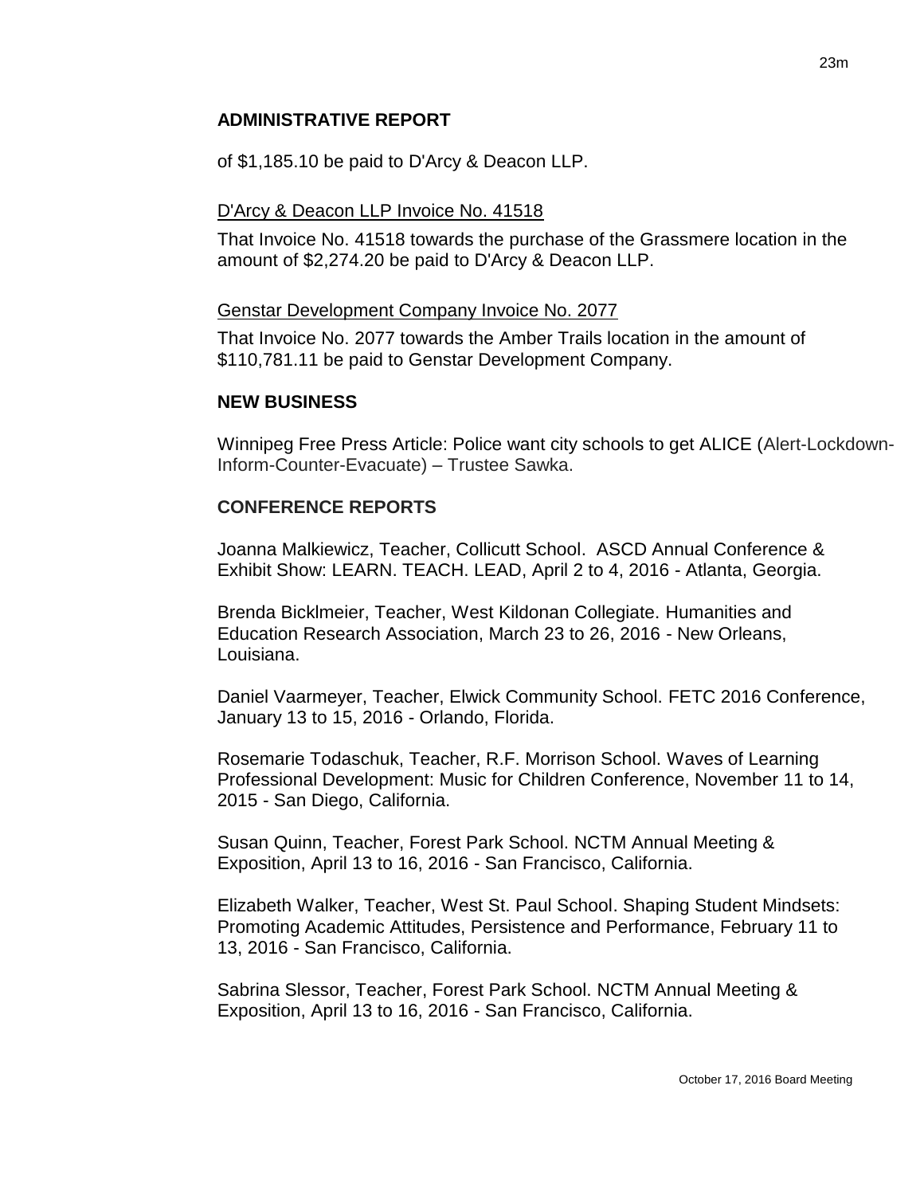## ADMINISTRATIVE REPORT

of $1,185.10 be paid to D'Arcy & Deacon LLP.

D'Arcy & Deacon LLP Invoice No. 41518

That Invoice No. 41518 towards the purchase of the Grassmere location in the amount of $2,274.20 be paid to D'Arcy & Deacon LLP.

Genstar Development Company Invoice No. 2077

That Invoice No. 2077 towards the Amber Trails location in the amount of $110,781.11 be paid to Genstar Development Company.

## NEW BUSINESS

Winnipeg Free Press Article: Police want city schools to get ALICE (Alert-Lockdown-Inform-Counter-Evacuate) – Trustee Sawka.

## CONFERENCE REPORTS

Joanna Malkiewicz, Teacher, Collicutt School. ASCD Annual Conference & Exhibit Show: LEARN. TEACH. LEAD, April 2 to 4, 2016 - Atlanta, Georgia.

Brenda Bicklmeier, Teacher, West Kildonan Collegiate. Humanities and Education Research Association, March 23 to 26, 2016 - New Orleans, Louisiana.

Daniel Vaarmeyer, Teacher, Elwick Community School. FETC 2016 Conference, January 13 to 15, 2016 - Orlando, Florida.

Rosemarie Todaschuk, Teacher, R.F. Morrison School. Waves of Learning Professional Development: Music for Children Conference, November 11 to 14, 2015 - San Diego, California.

Susan Quinn, Teacher, Forest Park School. NCTM Annual Meeting & Exposition, April 13 to 16, 2016 - San Francisco, California.

Elizabeth Walker, Teacher, West St. Paul School. Shaping Student Mindsets: Promoting Academic Attitudes, Persistence and Performance, February 11 to 13, 2016 - San Francisco, California.

Sabrina Slessor, Teacher, Forest Park School. NCTM Annual Meeting & Exposition, April 13 to 16, 2016 - San Francisco, California.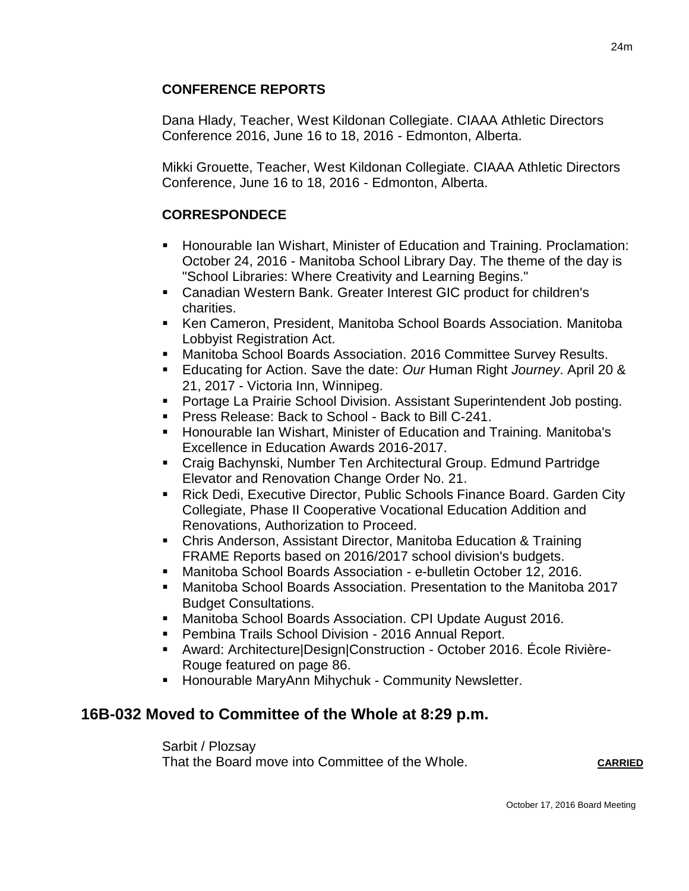### CONFERENCE REPORTS

Dana Hlady, Teacher, West Kildonan Collegiate. CIAAA Athletic Directors Conference 2016, June 16 to 18, 2016 - Edmonton, Alberta.

Mikki Grouette, Teacher, West Kildonan Collegiate. CIAAA Athletic Directors Conference, June 16 to 18, 2016 - Edmonton, Alberta.

### CORRESPONDECE

- Honourable Ian Wishart, Minister of Education and Training. Proclamation: October 24, 2016 - Manitoba School Library Day. The theme of the day is "School Libraries: Where Creativity and Learning Begins."
- Canadian Western Bank. Greater Interest GIC product for children's charities.
- Ken Cameron, President, Manitoba School Boards Association. Manitoba Lobbyist Registration Act.
- Manitoba School Boards Association. 2016 Committee Survey Results.
- Educating for Action. Save the date: *Our* Human Right *Journey*. April 20 & 21, 2017 - Victoria Inn, Winnipeg.
- Portage La Prairie School Division. Assistant Superintendent Job posting.
- Press Release: Back to School - Back to Bill C-241.
- Honourable Ian Wishart, Minister of Education and Training. Manitoba's Excellence in Education Awards 2016-2017.
- Craig Bachynski, Number Ten Architectural Group. Edmund Partridge Elevator and Renovation Change Order No. 21.
- Rick Dedi, Executive Director, Public Schools Finance Board. Garden City Collegiate, Phase II Cooperative Vocational Education Addition and Renovations, Authorization to Proceed.
- Chris Anderson, Assistant Director, Manitoba Education & Training FRAME Reports based on 2016/2017 school division's budgets.
- Manitoba School Boards Association - e-bulletin October 12, 2016.
- Manitoba School Boards Association. Presentation to the Manitoba 2017 Budget Consultations.
- Manitoba School Boards Association. CPI Update August 2016.
- Pembina Trails School Division - 2016 Annual Report.
- Award: Architecture|Design|Construction - October 2016. École Rivière-Rouge featured on page 86.
- Honourable MaryAnn Mihychuk - Community Newsletter.

## 16B-032 Moved to Committee of the Whole at 8:29 p.m.

Sarbit / Plozsay
That the Board move into Committee of the Whole. **CARRIED**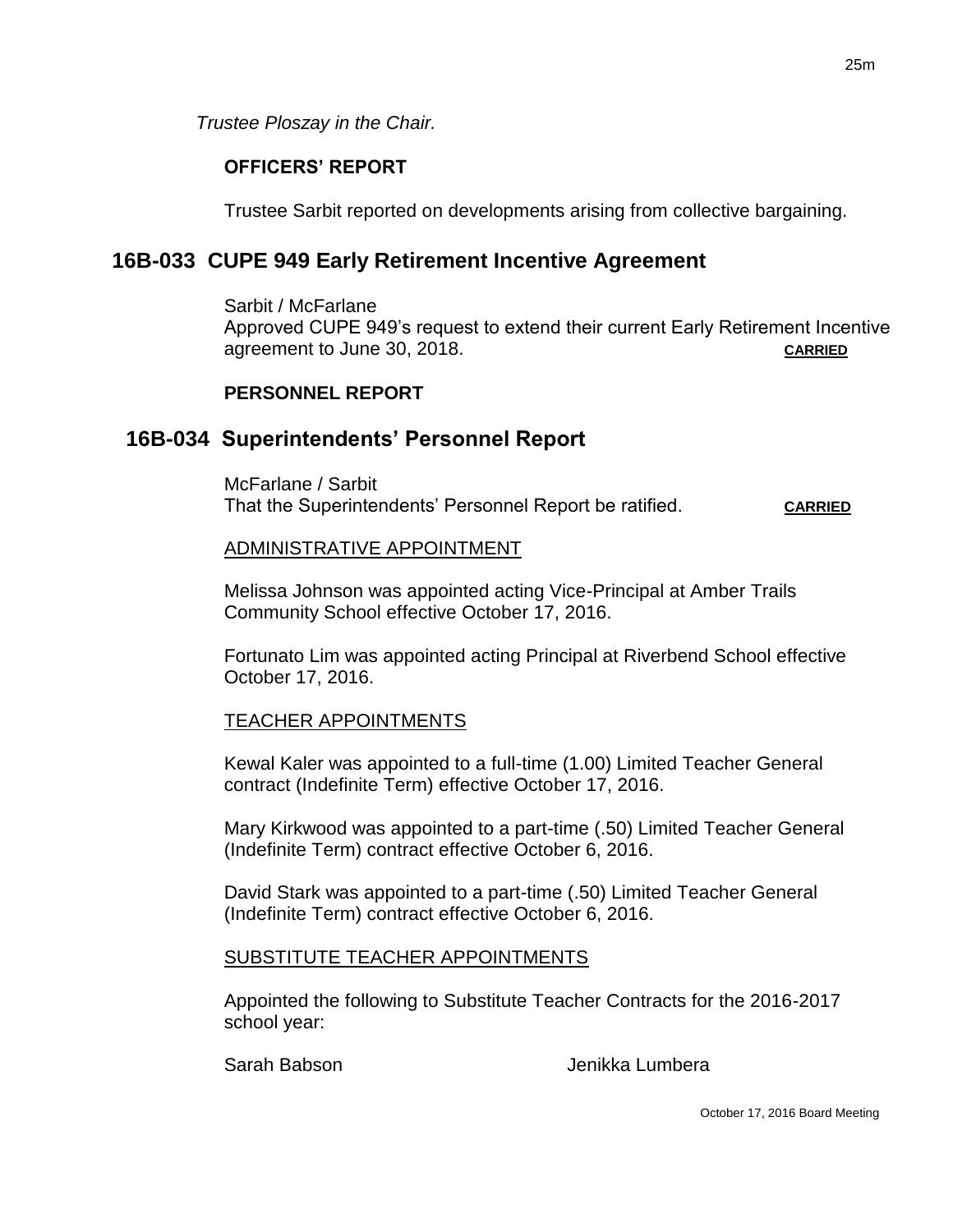*Trustee Ploszay in the Chair.*

**OFFICERS' REPORT**

Trustee Sarbit reported on developments arising from collective bargaining.

## 16B-033 CUPE 949 Early Retirement Incentive Agreement

Sarbit / McFarlane
Approved CUPE 949's request to extend their current Early Retirement Incentive agreement to June 30, 2018. **CARRIED**

**PERSONNEL REPORT**

## 16B-034 Superintendents' Personnel Report

McFarlane / Sarbit
That the Superintendents' Personnel Report be ratified. **CARRIED**

ADMINISTRATIVE APPOINTMENT

Melissa Johnson was appointed acting Vice-Principal at Amber Trails Community School effective October 17, 2016.

Fortunato Lim was appointed acting Principal at Riverbend School effective October 17, 2016.

TEACHER APPOINTMENTS

Kewal Kaler was appointed to a full-time (1.00) Limited Teacher General contract (Indefinite Term) effective October 17, 2016.

Mary Kirkwood was appointed to a part-time (.50) Limited Teacher General (Indefinite Term) contract effective October 6, 2016.

David Stark was appointed to a part-time (.50) Limited Teacher General (Indefinite Term) contract effective October 6, 2016.

SUBSTITUTE TEACHER APPOINTMENTS

Appointed the following to Substitute Teacher Contracts for the 2016-2017 school year:

Sarah Babson
Jenikka Lumbera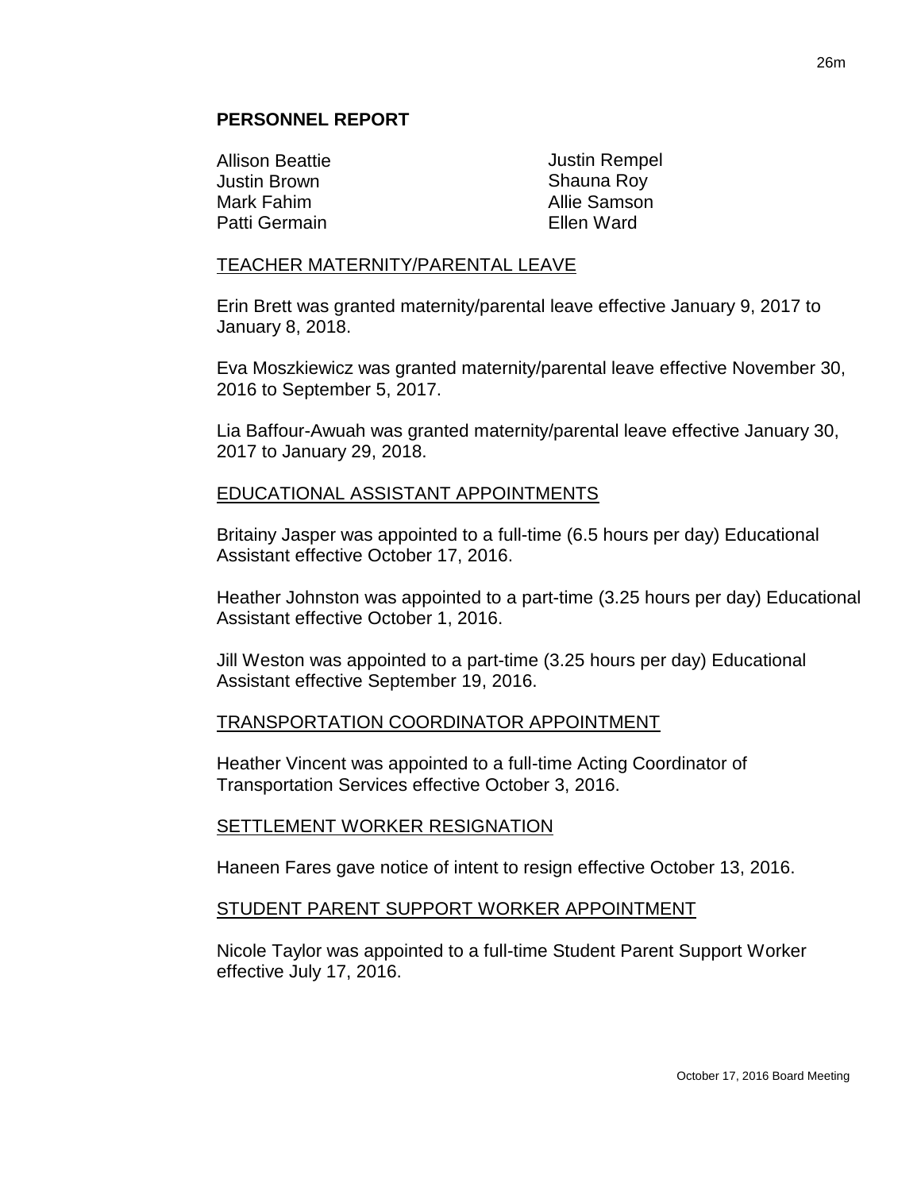## PERSONNEL REPORT

Allison Beattie
Justin Brown
Mark Fahim
Patti Germain
Justin Rempel
Shauna Roy
Allie Samson
Ellen Ward

### TEACHER MATERNITY/PARENTAL LEAVE

Erin Brett was granted maternity/parental leave effective January 9, 2017 to January 8, 2018.

Eva Moszkiewicz was granted maternity/parental leave effective November 30, 2016 to September 5, 2017.

Lia Baffour-Awuah was granted maternity/parental leave effective January 30, 2017 to January 29, 2018.

### EDUCATIONAL ASSISTANT APPOINTMENTS

Britainy Jasper was appointed to a full-time (6.5 hours per day) Educational Assistant effective October 17, 2016.

Heather Johnston was appointed to a part-time (3.25 hours per day) Educational Assistant effective October 1, 2016.

Jill Weston was appointed to a part-time (3.25 hours per day) Educational Assistant effective September 19, 2016.

### TRANSPORTATION COORDINATOR APPOINTMENT

Heather Vincent was appointed to a full-time Acting Coordinator of Transportation Services effective October 3, 2016.

### SETTLEMENT WORKER RESIGNATION

Haneen Fares gave notice of intent to resign effective October 13, 2016.

### STUDENT PARENT SUPPORT WORKER APPOINTMENT

Nicole Taylor was appointed to a full-time Student Parent Support Worker effective July 17, 2016.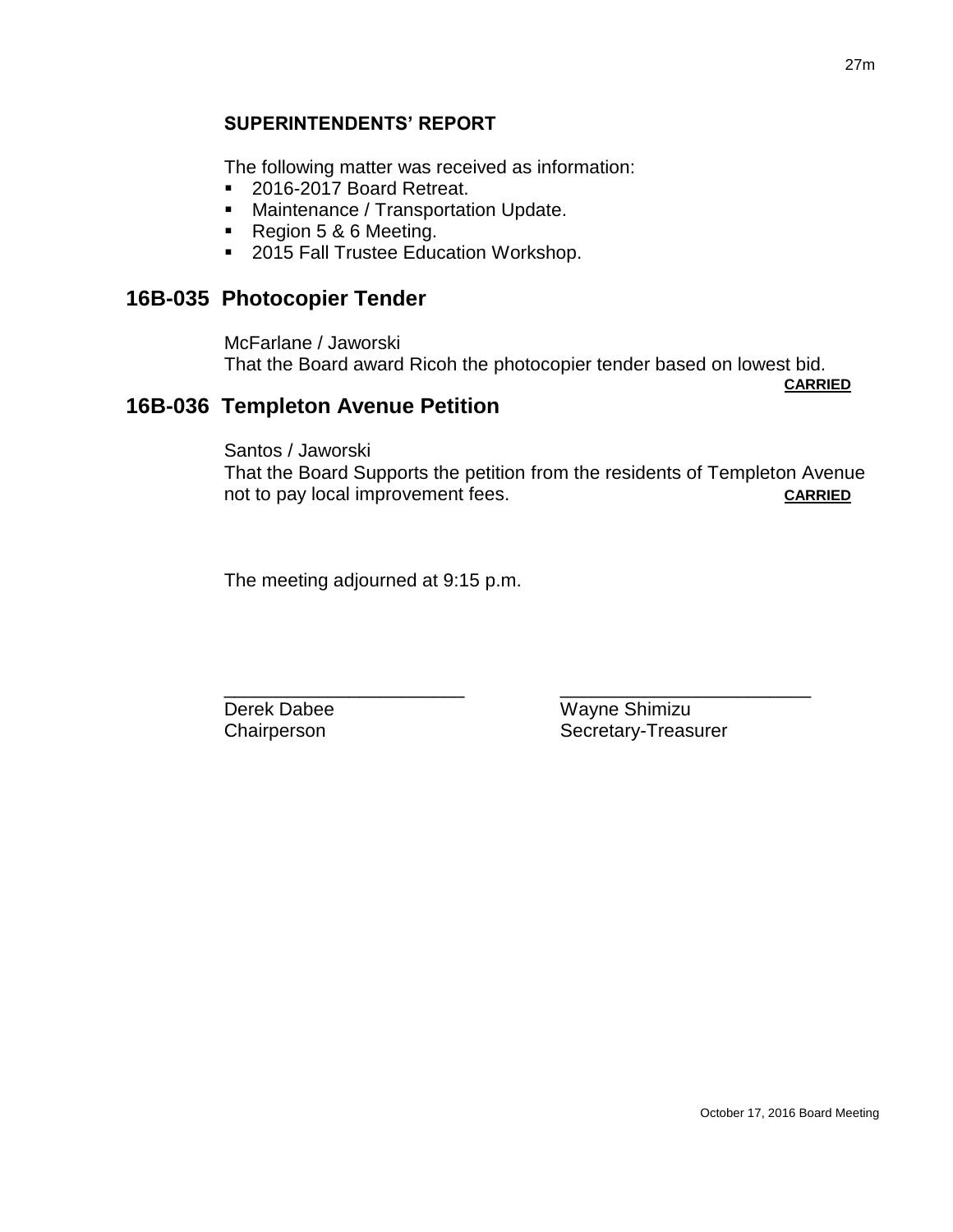## SUPERINTENDENTS' REPORT

The following matter was received as information:

- 2016-2017 Board Retreat.
- Maintenance / Transportation Update.
- Region 5 & 6 Meeting.
- 2015 Fall Trustee Education Workshop.

## 16B-035 Photocopier Tender

McFarlane / Jaworski
That the Board award Ricoh the photocopier tender based on lowest bid.

**CARRIED**

## 16B-036 Templeton Avenue Petition

Santos / Jaworski
That the Board Supports the petition from the residents of Templeton Avenue not to pay local improvement fees. **CARRIED**

The meeting adjourned at 9:15 p.m.

| | |
|---|---|
| ________________________ | ________________________ |
| Derek Dabee | Wayne Shimizu |
| Chairperson | Secretary-Treasurer |